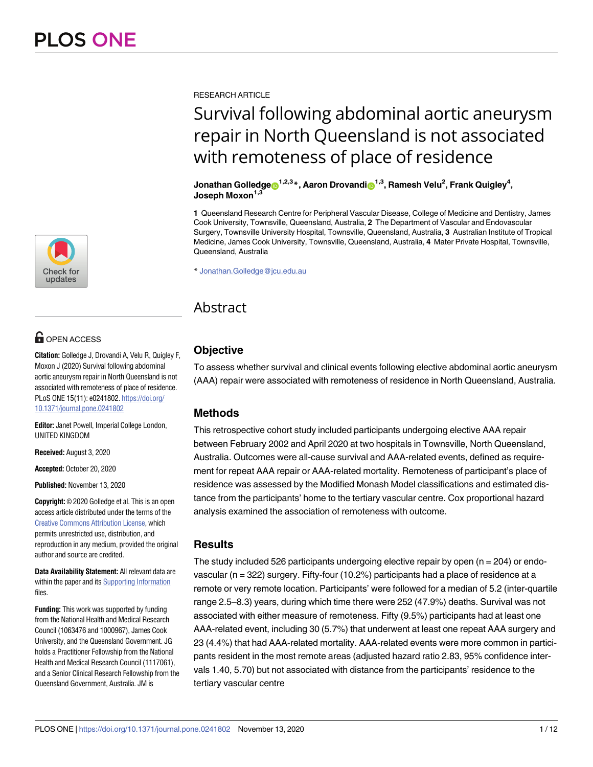RESEARCH ARTICLE

# Survival following abdominal aortic aneurysm repair in North Queensland is not associated with remoteness of place of residence

**Jonathan Golledge**[1,2,3]*, **Aaron Drovandi**[1,3], **Ramesh Velu**[2], **Frank Quigley**[4], **Joseph Moxon**[1,3]

**1** Queensland Research Centre for Peripheral Vascular Disease, College of Medicine and Dentistry, James Cook University, Townsville, Queensland, Australia, **2** The Department of Vascular and Endovascular Surgery, Townsville University Hospital, Townsville, Queensland, Australia, **3** Australian Institute of Tropical Medicine, James Cook University, Townsville, Queensland, Australia, **4** Mater Private Hospital, Townsville, Queensland, Australia

* Jonathan.Golledge@jcu.edu.au

OPEN ACCESS

**Citation:** Golledge J, Drovandi A, Velu R, Quigley F, Moxon J (2020) Survival following abdominal aortic aneurysm repair in North Queensland is not associated with remoteness of place of residence. PLoS ONE 15(11): e0241802. https://doi.org/10.1371/journal.pone.0241802

**Editor:** Janet Powell, Imperial College London, UNITED KINGDOM

**Received:** August 3, 2020

**Accepted:** October 20, 2020

**Published:** November 13, 2020

**Copyright:** © 2020 Golledge et al. This is an open access article distributed under the terms of the Creative Commons Attribution License, which permits unrestricted use, distribution, and reproduction in any medium, provided the original author and source are credited.

**Data Availability Statement:** All relevant data are within the paper and its Supporting Information files.

**Funding:** This work was supported by funding from the National Health and Medical Research Council (1063476 and 1000967), James Cook University, and the Queensland Government. JG holds a Practitioner Fellowship from the National Health and Medical Research Council (1117061), and a Senior Clinical Research Fellowship from the Queensland Government, Australia. JM is

## Abstract

### Objective

To assess whether survival and clinical events following elective abdominal aortic aneurysm (AAA) repair were associated with remoteness of residence in North Queensland, Australia.

### Methods

This retrospective cohort study included participants undergoing elective AAA repair between February 2002 and April 2020 at two hospitals in Townsville, North Queensland, Australia. Outcomes were all-cause survival and AAA-related events, defined as requirement for repeat AAA repair or AAA-related mortality. Remoteness of participant's place of residence was assessed by the Modified Monash Model classifications and estimated distance from the participants' home to the tertiary vascular centre. Cox proportional hazard analysis examined the association of remoteness with outcome.

### Results

The study included 526 participants undergoing elective repair by open (n = 204) or endovascular (n = 322) surgery. Fifty-four (10.2%) participants had a place of residence at a remote or very remote location. Participants' were followed for a median of 5.2 (inter-quartile range 2.5–8.3) years, during which time there were 252 (47.9%) deaths. Survival was not associated with either measure of remoteness. Fifty (9.5%) participants had at least one AAA-related event, including 30 (5.7%) that underwent at least one repeat AAA surgery and 23 (4.4%) that had AAA-related mortality. AAA-related events were more common in participants resident in the most remote areas (adjusted hazard ratio 2.83, 95% confidence intervals 1.40, 5.70) but not associated with distance from the participants' residence to the tertiary vascular centre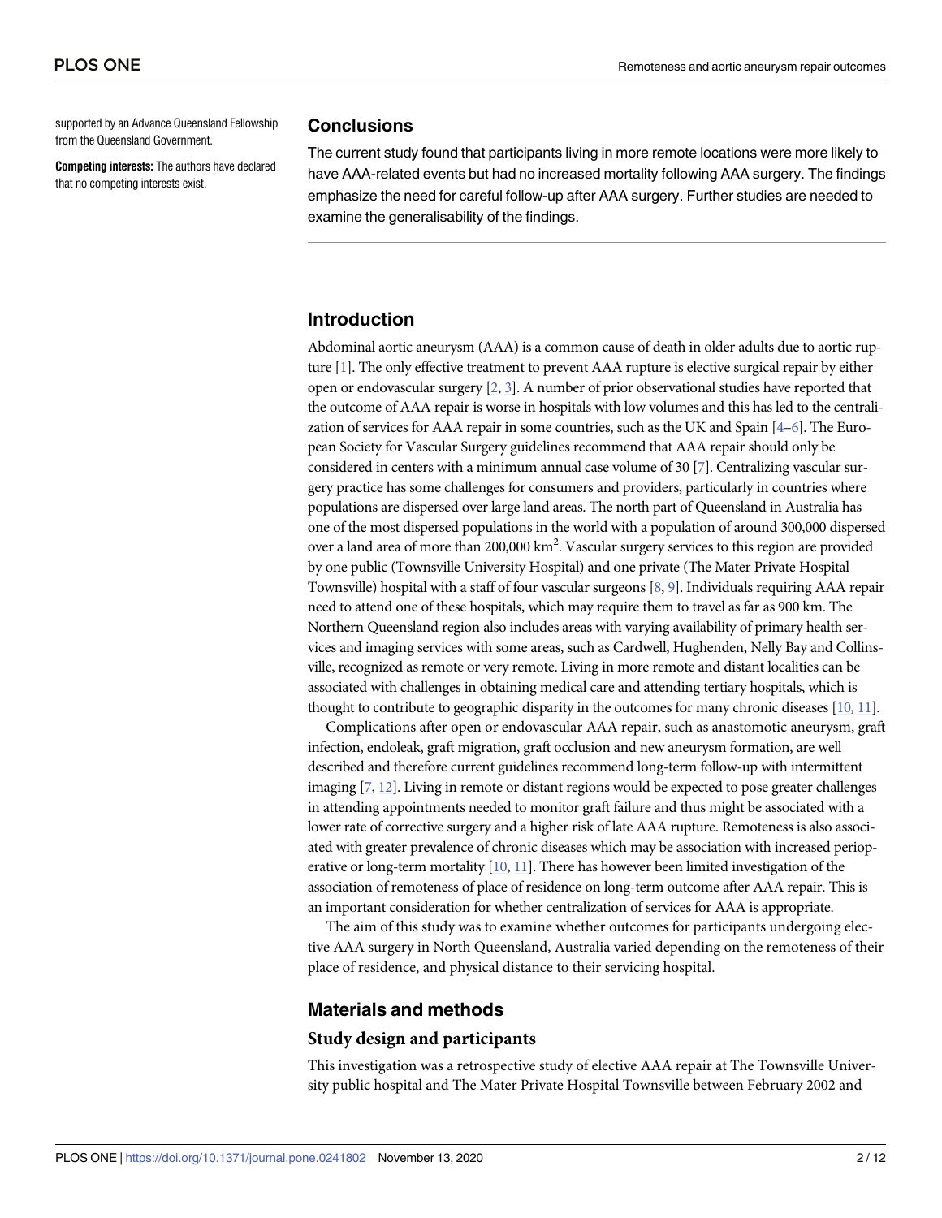supported by an Advance Queensland Fellowship from the Queensland Government.

**Competing interests:** The authors have declared that no competing interests exist.

## Conclusions

The current study found that participants living in more remote locations were more likely to have AAA-related events but had no increased mortality following AAA surgery. The findings emphasize the need for careful follow-up after AAA surgery. Further studies are needed to examine the generalisability of the findings.

## Introduction

Abdominal aortic aneurysm (AAA) is a common cause of death in older adults due to aortic rupture [1]. The only effective treatment to prevent AAA rupture is elective surgical repair by either open or endovascular surgery [2, 3]. A number of prior observational studies have reported that the outcome of AAA repair is worse in hospitals with low volumes and this has led to the centralization of services for AAA repair in some countries, such as the UK and Spain [4–6]. The European Society for Vascular Surgery guidelines recommend that AAA repair should only be considered in centers with a minimum annual case volume of 30 [7]. Centralizing vascular surgery practice has some challenges for consumers and providers, particularly in countries where populations are dispersed over large land areas. The north part of Queensland in Australia has one of the most dispersed populations in the world with a population of around 300,000 dispersed over a land area of more than 200,000 km$^2$. Vascular surgery services to this region are provided by one public (Townsville University Hospital) and one private (The Mater Private Hospital Townsville) hospital with a staff of four vascular surgeons [8, 9]. Individuals requiring AAA repair need to attend one of these hospitals, which may require them to travel as far as 900 km. The Northern Queensland region also includes areas with varying availability of primary health services and imaging services with some areas, such as Cardwell, Hughenden, Nelly Bay and Collinsville, recognized as remote or very remote. Living in more remote and distant localities can be associated with challenges in obtaining medical care and attending tertiary hospitals, which is thought to contribute to geographic disparity in the outcomes for many chronic diseases [10, 11].

Complications after open or endovascular AAA repair, such as anastomotic aneurysm, graft infection, endoleak, graft migration, graft occlusion and new aneurysm formation, are well described and therefore current guidelines recommend long-term follow-up with intermittent imaging [7, 12]. Living in remote or distant regions would be expected to pose greater challenges in attending appointments needed to monitor graft failure and thus might be associated with a lower rate of corrective surgery and a higher risk of late AAA rupture. Remoteness is also associated with greater prevalence of chronic diseases which may be association with increased perioperative or long-term mortality [10, 11]. There has however been limited investigation of the association of remoteness of place of residence on long-term outcome after AAA repair. This is an important consideration for whether centralization of services for AAA is appropriate.

The aim of this study was to examine whether outcomes for participants undergoing elective AAA surgery in North Queensland, Australia varied depending on the remoteness of their place of residence, and physical distance to their servicing hospital.

## Materials and methods

### Study design and participants

This investigation was a retrospective study of elective AAA repair at The Townsville University public hospital and The Mater Private Hospital Townsville between February 2002 and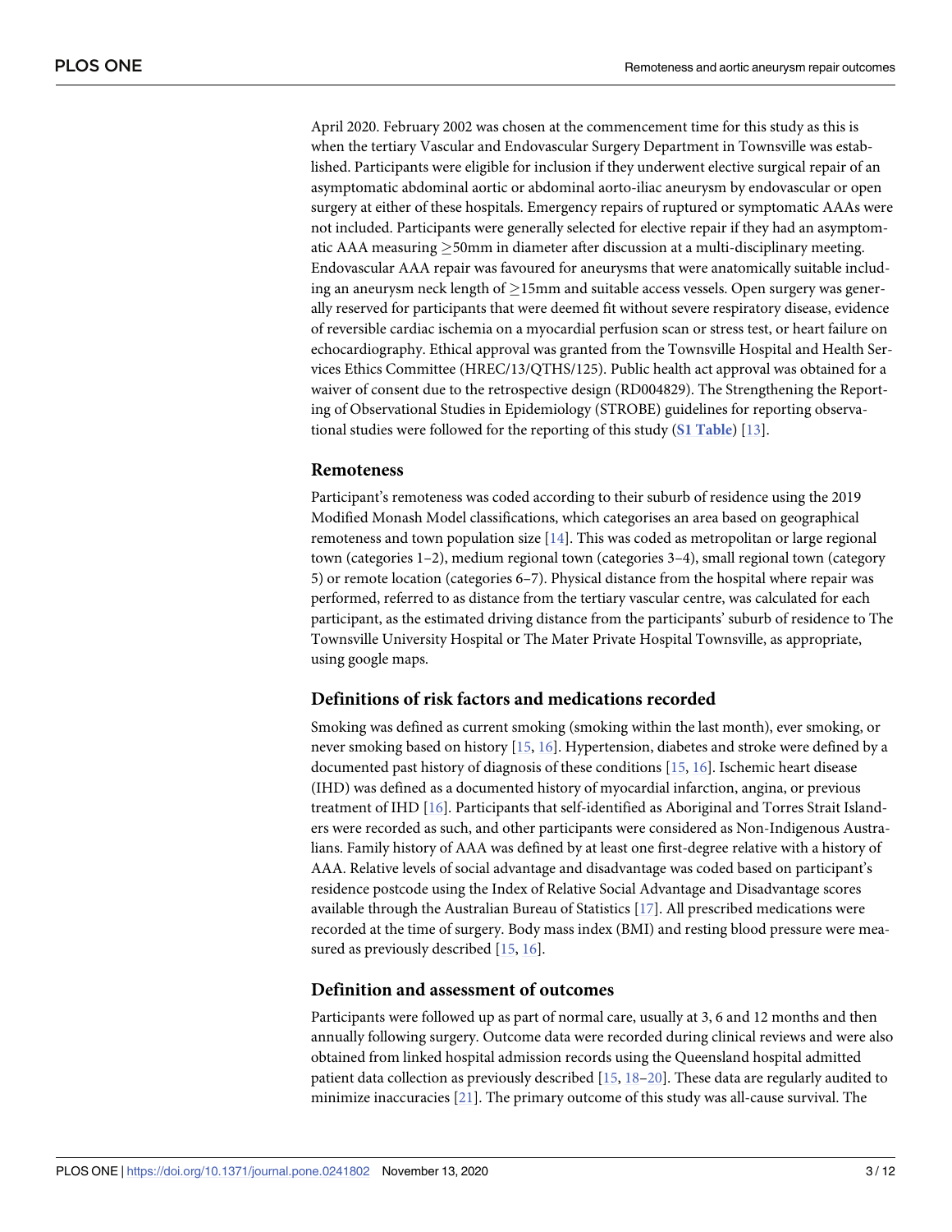April 2020. February 2002 was chosen at the commencement time for this study as this is when the tertiary Vascular and Endovascular Surgery Department in Townsville was established. Participants were eligible for inclusion if they underwent elective surgical repair of an asymptomatic abdominal aortic or abdominal aorto-iliac aneurysm by endovascular or open surgery at either of these hospitals. Emergency repairs of ruptured or symptomatic AAAs were not included. Participants were generally selected for elective repair if they had an asymptomatic AAA measuring ≥50mm in diameter after discussion at a multi-disciplinary meeting. Endovascular AAA repair was favoured for aneurysms that were anatomically suitable including an aneurysm neck length of ≥15mm and suitable access vessels. Open surgery was generally reserved for participants that were deemed fit without severe respiratory disease, evidence of reversible cardiac ischemia on a myocardial perfusion scan or stress test, or heart failure on echocardiography. Ethical approval was granted from the Townsville Hospital and Health Services Ethics Committee (HREC/13/QTHS/125). Public health act approval was obtained for a waiver of consent due to the retrospective design (RD004829). The Strengthening the Reporting of Observational Studies in Epidemiology (STROBE) guidelines for reporting observational studies were followed for the reporting of this study (**S1 Table**) [13].

### Remoteness

Participant's remoteness was coded according to their suburb of residence using the 2019 Modified Monash Model classifications, which categorises an area based on geographical remoteness and town population size [14]. This was coded as metropolitan or large regional town (categories 1–2), medium regional town (categories 3–4), small regional town (category 5) or remote location (categories 6–7). Physical distance from the hospital where repair was performed, referred to as distance from the tertiary vascular centre, was calculated for each participant, as the estimated driving distance from the participants' suburb of residence to The Townsville University Hospital or The Mater Private Hospital Townsville, as appropriate, using google maps.

### Definitions of risk factors and medications recorded

Smoking was defined as current smoking (smoking within the last month), ever smoking, or never smoking based on history [15, 16]. Hypertension, diabetes and stroke were defined by a documented past history of diagnosis of these conditions [15, 16]. Ischemic heart disease (IHD) was defined as a documented history of myocardial infarction, angina, or previous treatment of IHD [16]. Participants that self-identified as Aboriginal and Torres Strait Islanders were recorded as such, and other participants were considered as Non-Indigenous Australians. Family history of AAA was defined by at least one first-degree relative with a history of AAA. Relative levels of social advantage and disadvantage was coded based on participant's residence postcode using the Index of Relative Social Advantage and Disadvantage scores available through the Australian Bureau of Statistics [17]. All prescribed medications were recorded at the time of surgery. Body mass index (BMI) and resting blood pressure were measured as previously described [15, 16].

### Definition and assessment of outcomes

Participants were followed up as part of normal care, usually at 3, 6 and 12 months and then annually following surgery. Outcome data were recorded during clinical reviews and were also obtained from linked hospital admission records using the Queensland hospital admitted patient data collection as previously described [15, 18–20]. These data are regularly audited to minimize inaccuracies [21]. The primary outcome of this study was all-cause survival. The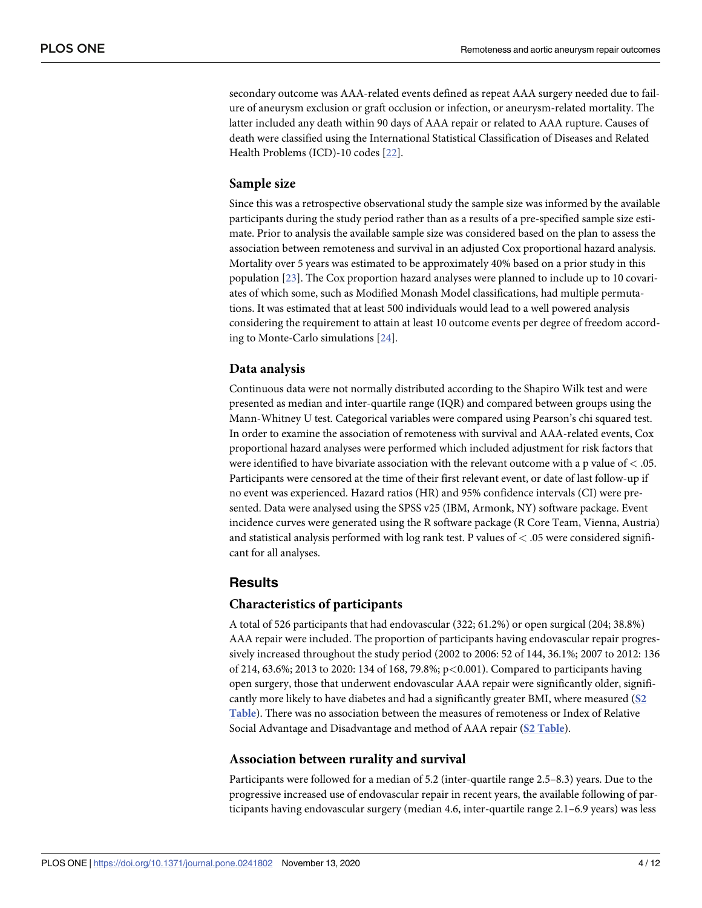secondary outcome was AAA-related events defined as repeat AAA surgery needed due to failure of aneurysm exclusion or graft occlusion or infection, or aneurysm-related mortality. The latter included any death within 90 days of AAA repair or related to AAA rupture. Causes of death were classified using the International Statistical Classification of Diseases and Related Health Problems (ICD)-10 codes [22].

### Sample size

Since this was a retrospective observational study the sample size was informed by the available participants during the study period rather than as a results of a pre-specified sample size estimate. Prior to analysis the available sample size was considered based on the plan to assess the association between remoteness and survival in an adjusted Cox proportional hazard analysis. Mortality over 5 years was estimated to be approximately 40% based on a prior study in this population [23]. The Cox proportion hazard analyses were planned to include up to 10 covariates of which some, such as Modified Monash Model classifications, had multiple permutations. It was estimated that at least 500 individuals would lead to a well powered analysis considering the requirement to attain at least 10 outcome events per degree of freedom according to Monte-Carlo simulations [24].

### Data analysis

Continuous data were not normally distributed according to the Shapiro Wilk test and were presented as median and inter-quartile range (IQR) and compared between groups using the Mann-Whitney U test. Categorical variables were compared using Pearson's chi squared test. In order to examine the association of remoteness with survival and AAA-related events, Cox proportional hazard analyses were performed which included adjustment for risk factors that were identified to have bivariate association with the relevant outcome with a p value of $< .05$. Participants were censored at the time of their first relevant event, or date of last follow-up if no event was experienced. Hazard ratios (HR) and 95% confidence intervals (CI) were presented. Data were analysed using the SPSS v25 (IBM, Armonk, NY) software package. Event incidence curves were generated using the R software package (R Core Team, Vienna, Austria) and statistical analysis performed with log rank test. P values of $< .05$ were considered significant for all analyses.

## Results

### Characteristics of participants

A total of 526 participants that had endovascular (322; 61.2%) or open surgical (204; 38.8%) AAA repair were included. The proportion of participants having endovascular repair progressively increased throughout the study period (2002 to 2006: 52 of 144, 36.1%; 2007 to 2012: 136 of 214, 63.6%; 2013 to 2020: 134 of 168, 79.8%; $p<0.001$). Compared to participants having open surgery, those that underwent endovascular AAA repair were significantly older, significantly more likely to have diabetes and had a significantly greater BMI, where measured (**S2 Table**). There was no association between the measures of remoteness or Index of Relative Social Advantage and Disadvantage and method of AAA repair (**S2 Table**).

### Association between rurality and survival

Participants were followed for a median of 5.2 (inter-quartile range 2.5–8.3) years. Due to the progressive increased use of endovascular repair in recent years, the available following of participants having endovascular surgery (median 4.6, inter-quartile range 2.1–6.9 years) was less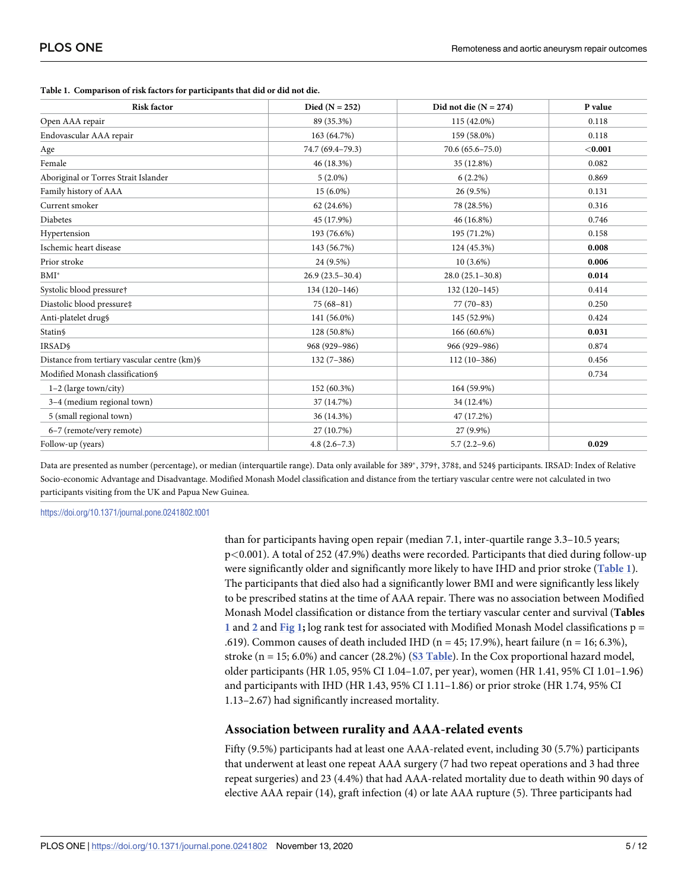**Table 1. Comparison of risk factors for participants that did or did not die.**

| Risk factor | Died (N = 252) | Did not die (N = 274) | P value |
|---|---|---|---|
| Open AAA repair | 89 (35.3%) | 115 (42.0%) | 0.118 |
| Endovascular AAA repair | 163 (64.7%) | 159 (58.0%) | 0.118 |
| Age | 74.7 (69.4–79.3) | 70.6 (65.6–75.0) | **<0.001** |
| Female | 46 (18.3%) | 35 (12.8%) | 0.082 |
| Aboriginal or Torres Strait Islander | 5 (2.0%) | 6 (2.2%) | 0.869 |
| Family history of AAA | 15 (6.0%) | 26 (9.5%) | 0.131 |
| Current smoker | 62 (24.6%) | 78 (28.5%) | 0.316 |
| Diabetes | 45 (17.9%) | 46 (16.8%) | 0.746 |
| Hypertension | 193 (76.6%) | 195 (71.2%) | 0.158 |
| Ischemic heart disease | 143 (56.7%) | 124 (45.3%) | **0.008** |
| Prior stroke | 24 (9.5%) | 10 (3.6%) | **0.006** |
| BMI* | 26.9 (23.5–30.4) | 28.0 (25.1–30.8) | **0.014** |
| Systolic blood pressure† | 134 (120–146) | 132 (120–145) | 0.414 |
| Diastolic blood pressure‡ | 75 (68–81) | 77 (70–83) | 0.250 |
| Anti-platelet drug§ | 141 (56.0%) | 145 (52.9%) | 0.424 |
| Statin§ | 128 (50.8%) | 166 (60.6%) | **0.031** |
| IRSAD§ | 968 (929–986) | 966 (929–986) | 0.874 |
| Distance from tertiary vascular centre (km)§ | 132 (7–386) | 112 (10–386) | 0.456 |
| Modified Monash classification§ | | | 0.734 |
| 1–2 (large town/city) | 152 (60.3%) | 164 (59.9%) | |
| 3–4 (medium regional town) | 37 (14.7%) | 34 (12.4%) | |
| 5 (small regional town) | 36 (14.3%) | 47 (17.2%) | |
| 6–7 (remote/very remote) | 27 (10.7%) | 27 (9.9%) | |
| Follow-up (years) | 4.8 (2.6–7.3) | 5.7 (2.2–9.6) | **0.029** |

Data are presented as number (percentage), or median (interquartile range). Data only available for 389*, 379†, 378‡, and 524§ participants. IRSAD: Index of Relative Socio-economic Advantage and Disadvantage. Modified Monash Model classification and distance from the tertiary vascular centre were not calculated in two participants visiting from the UK and Papua New Guinea.

https://doi.org/10.1371/journal.pone.0241802.t001

than for participants having open repair (median 7.1, inter-quartile range 3.3–10.5 years; $p<0.001$). A total of 252 (47.9%) deaths were recorded. Participants that died during follow-up were significantly older and significantly more likely to have IHD and prior stroke (Table 1). The participants that died also had a significantly lower BMI and were significantly less likely to be prescribed statins at the time of AAA repair. There was no association between Modified Monash Model classification or distance from the tertiary vascular center and survival (**Tables 1** and **2** and **Fig 1**; log rank test for associated with Modified Monash Model classifications p = .619). Common causes of death included IHD (n = 45; 17.9%), heart failure (n = 16; 6.3%), stroke (n = 15; 6.0%) and cancer (28.2%) (S3 Table). In the Cox proportional hazard model, older participants (HR 1.05, 95% CI 1.04–1.07, per year), women (HR 1.41, 95% CI 1.01–1.96) and participants with IHD (HR 1.43, 95% CI 1.11–1.86) or prior stroke (HR 1.74, 95% CI 1.13–2.67) had significantly increased mortality.

## Association between rurality and AAA-related events

Fifty (9.5%) participants had at least one AAA-related event, including 30 (5.7%) participants that underwent at least one repeat AAA surgery (7 had two repeat operations and 3 had three repeat surgeries) and 23 (4.4%) that had AAA-related mortality due to death within 90 days of elective AAA repair (14), graft infection (4) or late AAA rupture (5). Three participants had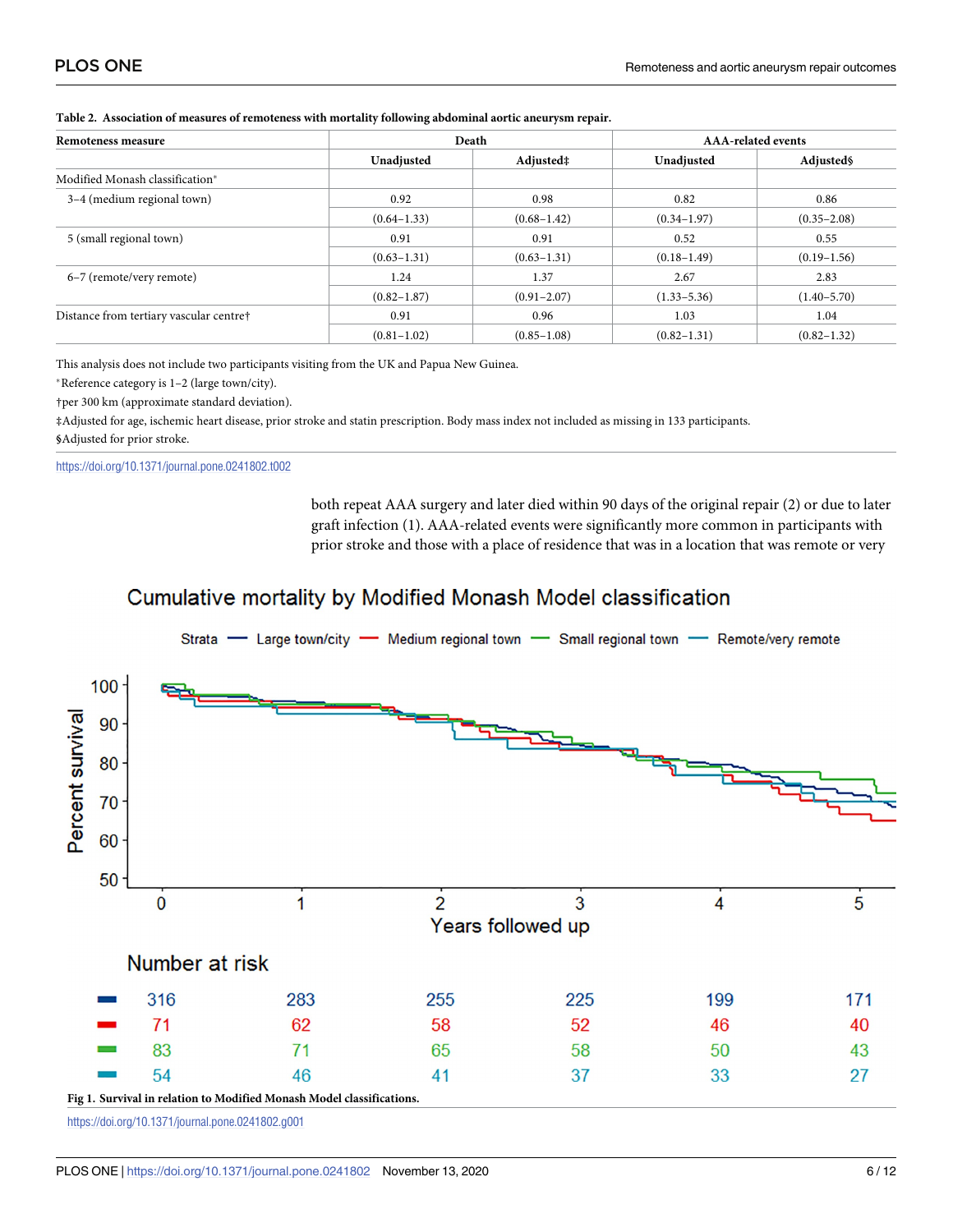**Table 2. Association of measures of remoteness with mortality following abdominal aortic aneurysm repair.**

| Remoteness measure | Death | | AAA-related events | |
|---|---|---|---|---|
| | Unadjusted | Adjusted‡ | Unadjusted | Adjusted§ |
| Modified Monash classification* | | | | |
| 3–4 (medium regional town) | 0.92 | 0.98 | 0.82 | 0.86 |
| | (0.64–1.33) | (0.68–1.42) | (0.34–1.97) | (0.35–2.08) |
| 5 (small regional town) | 0.91 | 0.91 | 0.52 | 0.55 |
| | (0.63–1.31) | (0.63–1.31) | (0.18–1.49) | (0.19–1.56) |
| 6–7 (remote/very remote) | 1.24 | 1.37 | 2.67 | 2.83 |
| | (0.82–1.87) | (0.91–2.07) | (1.33–5.36) | (1.40–5.70) |
| Distance from tertiary vascular centre† | 0.91 | 0.96 | 1.03 | 1.04 |
| | (0.81–1.02) | (0.85–1.08) | (0.82–1.31) | (0.82–1.32) |

This analysis does not include two participants visiting from the UK and Papua New Guinea.

*Reference category is 1–2 (large town/city).

†per 300 km (approximate standard deviation).

‡Adjusted for age, ischemic heart disease, prior stroke and statin prescription. Body mass index not included as missing in 133 participants.

§Adjusted for prior stroke.

https://doi.org/10.1371/journal.pone.0241802.t002

both repeat AAA surgery and later died within 90 days of the original repair (2) or due to later graft infection (1). AAA-related events were significantly more common in participants with prior stroke and those with a place of residence that was in a location that was remote or very

**Fig 1. Survival in relation to Modified Monash Model classifications.**

https://doi.org/10.1371/journal.pone.0241802.g001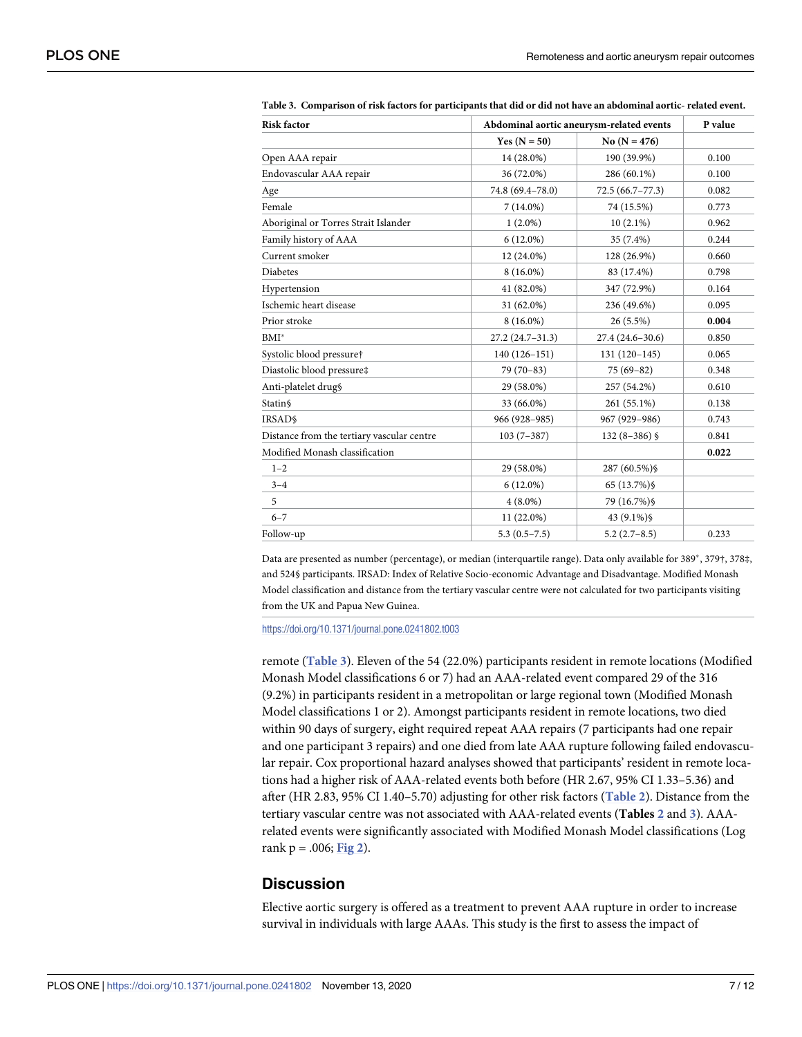**Table 3. Comparison of risk factors for participants that did or did not have an abdominal aortic- related event.**

| Risk factor | Abdominal aortic aneurysm-related events | | P value |
|---|---|---|---|
| | Yes (N = 50) | No (N = 476) | |
| Open AAA repair | 14 (28.0%) | 190 (39.9%) | 0.100 |
| Endovascular AAA repair | 36 (72.0%) | 286 (60.1%) | 0.100 |
| Age | 74.8 (69.4–78.0) | 72.5 (66.7–77.3) | 0.082 |
| Female | 7 (14.0%) | 74 (15.5%) | 0.773 |
| Aboriginal or Torres Strait Islander | 1 (2.0%) | 10 (2.1%) | 0.962 |
| Family history of AAA | 6 (12.0%) | 35 (7.4%) | 0.244 |
| Current smoker | 12 (24.0%) | 128 (26.9%) | 0.660 |
| Diabetes | 8 (16.0%) | 83 (17.4%) | 0.798 |
| Hypertension | 41 (82.0%) | 347 (72.9%) | 0.164 |
| Ischemic heart disease | 31 (62.0%) | 236 (49.6%) | 0.095 |
| Prior stroke | 8 (16.0%) | 26 (5.5%) | **0.004** |
| BMI* | 27.2 (24.7–31.3) | 27.4 (24.6–30.6) | 0.850 |
| Systolic blood pressure† | 140 (126–151) | 131 (120–145) | 0.065 |
| Diastolic blood pressure‡ | 79 (70–83) | 75 (69–82) | 0.348 |
| Anti-platelet drug§ | 29 (58.0%) | 257 (54.2%) | 0.610 |
| Statin§ | 33 (66.0%) | 261 (55.1%) | 0.138 |
| IRSAD§ | 966 (928–985) | 967 (929–986) | 0.743 |
| Distance from the tertiary vascular centre | 103 (7–387) | 132 (8–386) § | 0.841 |
| Modified Monash classification | | | **0.022** |
| 1–2 | 29 (58.0%) | 287 (60.5%)§ | |
| 3–4 | 6 (12.0%) | 65 (13.7%)§ | |
| 5 | 4 (8.0%) | 79 (16.7%)§ | |
| 6–7 | 11 (22.0%) | 43 (9.1%)§ | |
| Follow-up | 5.3 (0.5–7.5) | 5.2 (2.7–8.5) | 0.233 |

Data are presented as number (percentage), or median (interquartile range). Data only available for 389*, 379†, 378‡, and 524§ participants. IRSAD: Index of Relative Socio-economic Advantage and Disadvantage. Modified Monash Model classification and distance from the tertiary vascular centre were not calculated for two participants visiting from the UK and Papua New Guinea.

https://doi.org/10.1371/journal.pone.0241802.t003

remote (**Table 3**). Eleven of the 54 (22.0%) participants resident in remote locations (Modified Monash Model classifications 6 or 7) had an AAA-related event compared 29 of the 316 (9.2%) in participants resident in a metropolitan or large regional town (Modified Monash Model classifications 1 or 2). Amongst participants resident in remote locations, two died within 90 days of surgery, eight required repeat AAA repairs (7 participants had one repair and one participant 3 repairs) and one died from late AAA rupture following failed endovascular repair. Cox proportional hazard analyses showed that participants' resident in remote locations had a higher risk of AAA-related events both before (HR 2.67, 95% CI 1.33–5.36) and after (HR 2.83, 95% CI 1.40–5.70) adjusting for other risk factors (**Table 2**). Distance from the tertiary vascular centre was not associated with AAA-related events (**Tables 2** and **3**). AAA-related events were significantly associated with Modified Monash Model classifications (Log rank p = .006; **Fig 2**).

## Discussion

Elective aortic surgery is offered as a treatment to prevent AAA rupture in order to increase survival in individuals with large AAAs. This study is the first to assess the impact of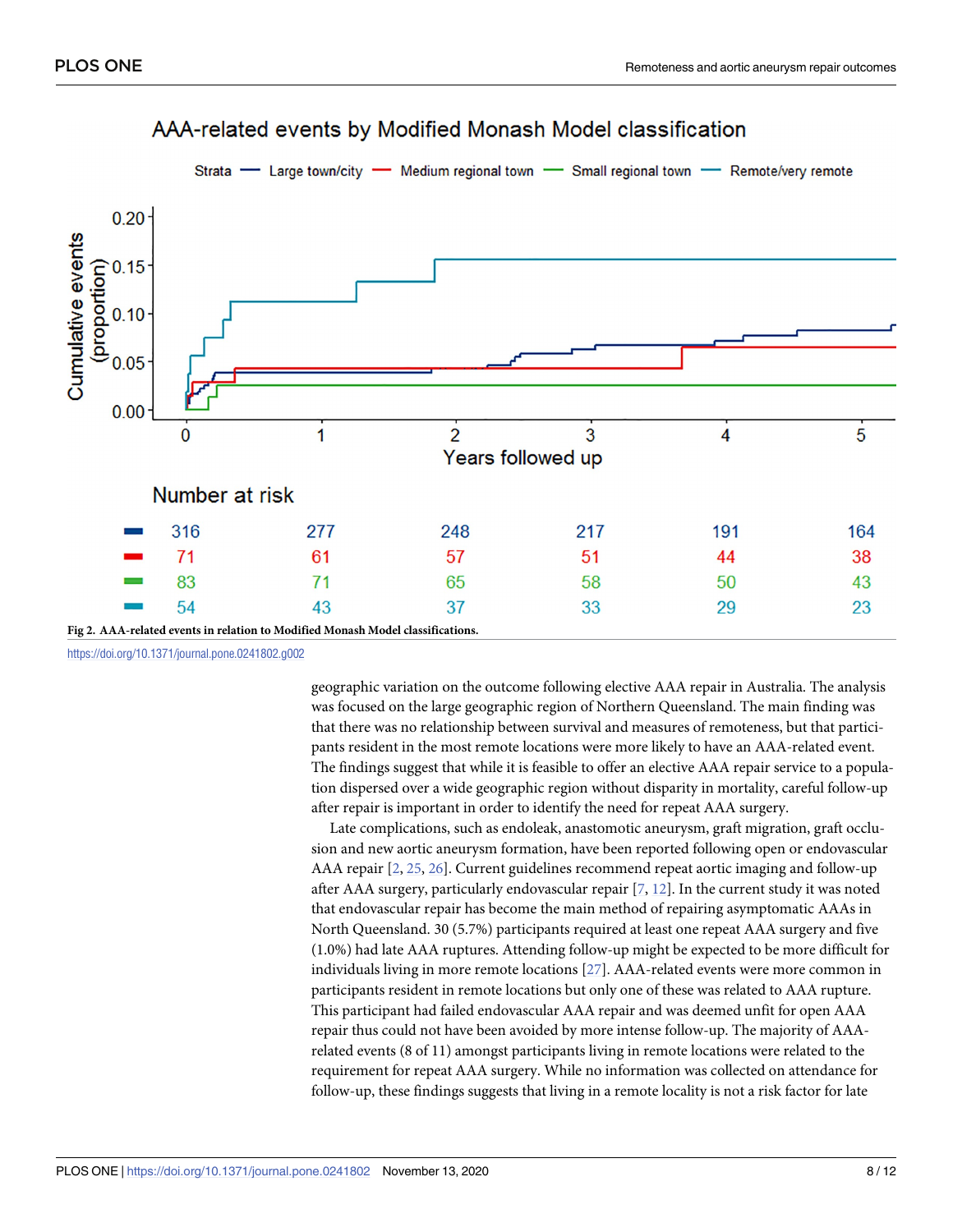**Fig 2. AAA-related events in relation to Modified Monash Model classifications.**

https://doi.org/10.1371/journal.pone.0241802.g002

geographic variation on the outcome following elective AAA repair in Australia. The analysis was focused on the large geographic region of Northern Queensland. The main finding was that there was no relationship between survival and measures of remoteness, but that participants resident in the most remote locations were more likely to have an AAA-related event. The findings suggest that while it is feasible to offer an elective AAA repair service to a population dispersed over a wide geographic region without disparity in mortality, careful follow-up after repair is important in order to identify the need for repeat AAA surgery.

Late complications, such as endoleak, anastomotic aneurysm, graft migration, graft occlusion and new aortic aneurysm formation, have been reported following open or endovascular AAA repair [2, 25, 26]. Current guidelines recommend repeat aortic imaging and follow-up after AAA surgery, particularly endovascular repair [7, 12]. In the current study it was noted that endovascular repair has become the main method of repairing asymptomatic AAAs in North Queensland. 30 (5.7%) participants required at least one repeat AAA surgery and five (1.0%) had late AAA ruptures. Attending follow-up might be expected to be more difficult for individuals living in more remote locations [27]. AAA-related events were more common in participants resident in remote locations but only one of these was related to AAA rupture. This participant had failed endovascular AAA repair and was deemed unfit for open AAA repair thus could not have been avoided by more intense follow-up. The majority of AAA-related events (8 of 11) amongst participants living in remote locations were related to the requirement for repeat AAA surgery. While no information was collected on attendance for follow-up, these findings suggests that living in a remote locality is not a risk factor for late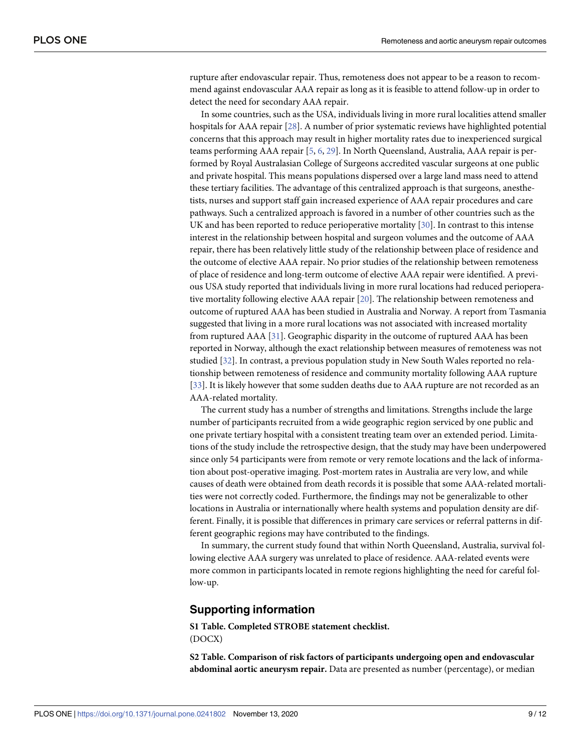rupture after endovascular repair. Thus, remoteness does not appear to be a reason to recommend against endovascular AAA repair as long as it is feasible to attend follow-up in order to detect the need for secondary AAA repair.

In some countries, such as the USA, individuals living in more rural localities attend smaller hospitals for AAA repair [28]. A number of prior systematic reviews have highlighted potential concerns that this approach may result in higher mortality rates due to inexperienced surgical teams performing AAA repair [5, 6, 29]. In North Queensland, Australia, AAA repair is performed by Royal Australasian College of Surgeons accredited vascular surgeons at one public and private hospital. This means populations dispersed over a large land mass need to attend these tertiary facilities. The advantage of this centralized approach is that surgeons, anesthetists, nurses and support staff gain increased experience of AAA repair procedures and care pathways. Such a centralized approach is favored in a number of other countries such as the UK and has been reported to reduce perioperative mortality [30]. In contrast to this intense interest in the relationship between hospital and surgeon volumes and the outcome of AAA repair, there has been relatively little study of the relationship between place of residence and the outcome of elective AAA repair. No prior studies of the relationship between remoteness of place of residence and long-term outcome of elective AAA repair were identified. A previous USA study reported that individuals living in more rural locations had reduced perioperative mortality following elective AAA repair [20]. The relationship between remoteness and outcome of ruptured AAA has been studied in Australia and Norway. A report from Tasmania suggested that living in a more rural locations was not associated with increased mortality from ruptured AAA [31]. Geographic disparity in the outcome of ruptured AAA has been reported in Norway, although the exact relationship between measures of remoteness was not studied [32]. In contrast, a previous population study in New South Wales reported no relationship between remoteness of residence and community mortality following AAA rupture [33]. It is likely however that some sudden deaths due to AAA rupture are not recorded as an AAA-related mortality.

The current study has a number of strengths and limitations. Strengths include the large number of participants recruited from a wide geographic region serviced by one public and one private tertiary hospital with a consistent treating team over an extended period. Limitations of the study include the retrospective design, that the study may have been underpowered since only 54 participants were from remote or very remote locations and the lack of information about post-operative imaging. Post-mortem rates in Australia are very low, and while causes of death were obtained from death records it is possible that some AAA-related mortalities were not correctly coded. Furthermore, the findings may not be generalizable to other locations in Australia or internationally where health systems and population density are different. Finally, it is possible that differences in primary care services or referral patterns in different geographic regions may have contributed to the findings.

In summary, the current study found that within North Queensland, Australia, survival following elective AAA surgery was unrelated to place of residence. AAA-related events were more common in participants located in remote regions highlighting the need for careful follow-up.

## Supporting information

**S1 Table. Completed STROBE statement checklist.**
(DOCX)

**S2 Table. Comparison of risk factors of participants undergoing open and endovascular abdominal aortic aneurysm repair.** Data are presented as number (percentage), or median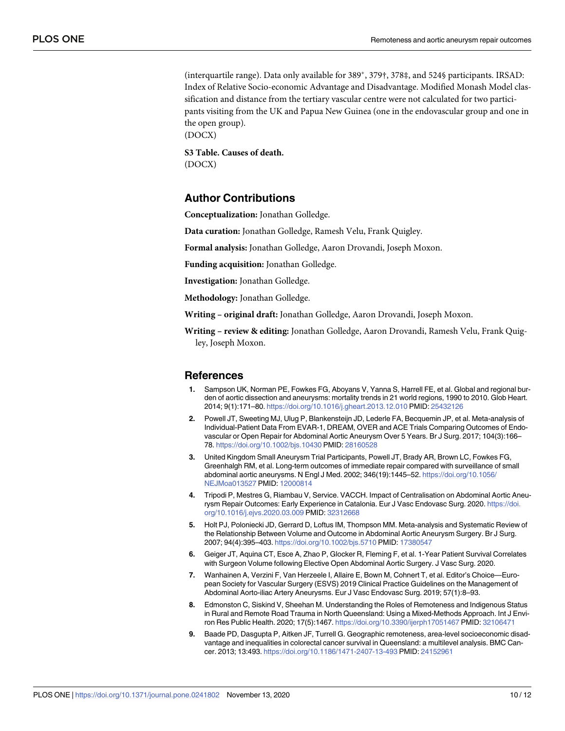(interquartile range). Data only available for 389*, 379†, 378‡, and 524§ participants. IRSAD: Index of Relative Socio-economic Advantage and Disadvantage. Modified Monash Model classification and distance from the tertiary vascular centre were not calculated for two participants visiting from the UK and Papua New Guinea (one in the endovascular group and one in the open group).
(DOCX)

**S3 Table. Causes of death.**
(DOCX)

## Author Contributions

**Conceptualization:** Jonathan Golledge.

**Data curation:** Jonathan Golledge, Ramesh Velu, Frank Quigley.

**Formal analysis:** Jonathan Golledge, Aaron Drovandi, Joseph Moxon.

**Funding acquisition:** Jonathan Golledge.

**Investigation:** Jonathan Golledge.

**Methodology:** Jonathan Golledge.

**Writing – original draft:** Jonathan Golledge, Aaron Drovandi, Joseph Moxon.

**Writing – review & editing:** Jonathan Golledge, Aaron Drovandi, Ramesh Velu, Frank Quigley, Joseph Moxon.

## References

1. Sampson UK, Norman PE, Fowkes FG, Aboyans V, Yanna S, Harrell FE, et al. Global and regional burden of aortic dissection and aneurysms: mortality trends in 21 world regions, 1990 to 2010. Glob Heart. 2014; 9(1):171–80. https://doi.org/10.1016/j.gheart.2013.12.010 PMID: 25432126
2. Powell JT, Sweeting MJ, Ulug P, Blankensteijn JD, Lederle FA, Becquemin JP, et al. Meta-analysis of Individual-Patient Data From EVAR-1, DREAM, OVER and ACE Trials Comparing Outcomes of Endovascular or Open Repair for Abdominal Aortic Aneurysm Over 5 Years. Br J Surg. 2017; 104(3):166–78. https://doi.org/10.1002/bjs.10430 PMID: 28160528
3. United Kingdom Small Aneurysm Trial Participants, Powell JT, Brady AR, Brown LC, Fowkes FG, Greenhalgh RM, et al. Long-term outcomes of immediate repair compared with surveillance of small abdominal aortic aneurysms. N Engl J Med. 2002; 346(19):1445–52. https://doi.org/10.1056/NEJMoa013527 PMID: 12000814
4. Tripodi P, Mestres G, Riambau V, Service. VACCH. Impact of Centralisation on Abdominal Aortic Aneurysm Repair Outcomes: Early Experience in Catalonia. Eur J Vasc Endovasc Surg. 2020. https://doi.org/10.1016/j.ejvs.2020.03.009 PMID: 32312668
5. Holt PJ, Poloniecki JD, Gerrard D, Loftus IM, Thompson MM. Meta-analysis and Systematic Review of the Relationship Between Volume and Outcome in Abdominal Aortic Aneurysm Surgery. Br J Surg. 2007; 94(4):395–403. https://doi.org/10.1002/bjs.5710 PMID: 17380547
6. Geiger JT, Aquina CT, Esce A, Zhao P, Glocker R, Fleming F, et al. 1-Year Patient Survival Correlates with Surgeon Volume following Elective Open Abdominal Aortic Surgery. J Vasc Surg. 2020.
7. Wanhainen A, Verzini F, Van Herzeele I, Allaire E, Bown M, Cohnert T, et al. Editor's Choice—European Society for Vascular Surgery (ESVS) 2019 Clinical Practice Guidelines on the Management of Abdominal Aorto-iliac Artery Aneurysms. Eur J Vasc Endovasc Surg. 2019; 57(1):8–93.
8. Edmonston C, Siskind V, Sheehan M. Understanding the Roles of Remoteness and Indigenous Status in Rural and Remote Road Trauma in North Queensland: Using a Mixed-Methods Approach. Int J Environ Res Public Health. 2020; 17(5):1467. https://doi.org/10.3390/ijerph17051467 PMID: 32106471
9. Baade PD, Dasgupta P, Aitken JF, Turrell G. Geographic remoteness, area-level socioeconomic disadvantage and inequalities in colorectal cancer survival in Queensland: a multilevel analysis. BMC Cancer. 2013; 13:493. https://doi.org/10.1186/1471-2407-13-493 PMID: 24152961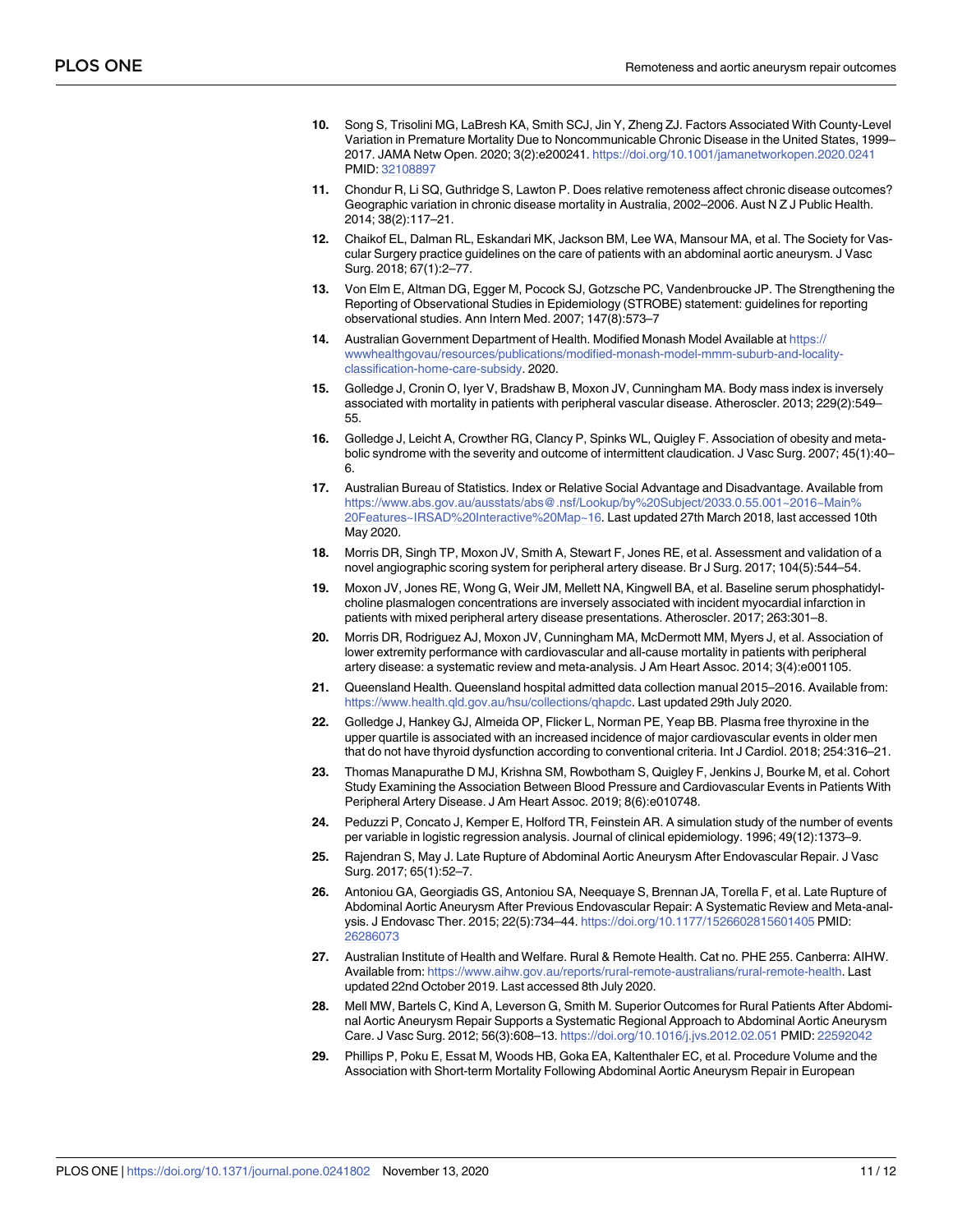10. Song S, Trisolini MG, LaBresh KA, Smith SCJ, Jin Y, Zheng ZJ. Factors Associated With County-Level Variation in Premature Mortality Due to Noncommunicable Chronic Disease in the United States, 1999–2017. JAMA Netw Open. 2020; 3(2):e200241. https://doi.org/10.1001/jamanetworkopen.2020.0241 PMID: 32108897

11. Chondur R, Li SQ, Guthridge S, Lawton P. Does relative remoteness affect chronic disease outcomes? Geographic variation in chronic disease mortality in Australia, 2002–2006. Aust N Z J Public Health. 2014; 38(2):117–21.

12. Chaikof EL, Dalman RL, Eskandari MK, Jackson BM, Lee WA, Mansour MA, et al. The Society for Vascular Surgery practice guidelines on the care of patients with an abdominal aortic aneurysm. J Vasc Surg. 2018; 67(1):2–77.

13. Von Elm E, Altman DG, Egger M, Pocock SJ, Gotzsche PC, Vandenbroucke JP. The Strengthening the Reporting of Observational Studies in Epidemiology (STROBE) statement: guidelines for reporting observational studies. Ann Intern Med. 2007; 147(8):573–7

14. Australian Government Department of Health. Modified Monash Model Available at https://wwwhealthgovau/resources/publications/modified-monash-model-mmm-suburb-and-locality-classification-home-care-subsidy. 2020.

15. Golledge J, Cronin O, Iyer V, Bradshaw B, Moxon JV, Cunningham MA. Body mass index is inversely associated with mortality in patients with peripheral vascular disease. Atheroscler. 2013; 229(2):549–55.

16. Golledge J, Leicht A, Crowther RG, Clancy P, Spinks WL, Quigley F. Association of obesity and metabolic syndrome with the severity and outcome of intermittent claudication. J Vasc Surg. 2007; 45(1):40–6.

17. Australian Bureau of Statistics. Index or Relative Social Advantage and Disadvantage. Available from https://www.abs.gov.au/ausstats/abs@.nsf/Lookup/by%20Subject/2033.0.55.001~2016~Main%20Features~IRSAD%20Interactive%20Map~16. Last updated 27th March 2018, last accessed 10th May 2020.

18. Morris DR, Singh TP, Moxon JV, Smith A, Stewart F, Jones RE, et al. Assessment and validation of a novel angiographic scoring system for peripheral artery disease. Br J Surg. 2017; 104(5):544–54.

19. Moxon JV, Jones RE, Wong G, Weir JM, Mellett NA, Kingwell BA, et al. Baseline serum phosphatidylcholine plasmalogen concentrations are inversely associated with incident myocardial infarction in patients with mixed peripheral artery disease presentations. Atheroscler. 2017; 263:301–8.

20. Morris DR, Rodriguez AJ, Moxon JV, Cunningham MA, McDermott MM, Myers J, et al. Association of lower extremity performance with cardiovascular and all-cause mortality in patients with peripheral artery disease: a systematic review and meta-analysis. J Am Heart Assoc. 2014; 3(4):e001105.

21. Queensland Health. Queensland hospital admitted data collection manual 2015–2016. Available from: https://www.health.qld.gov.au/hsu/collections/qhapdc. Last updated 29th July 2020.

22. Golledge J, Hankey GJ, Almeida OP, Flicker L, Norman PE, Yeap BB. Plasma free thyroxine in the upper quartile is associated with an increased incidence of major cardiovascular events in older men that do not have thyroid dysfunction according to conventional criteria. Int J Cardiol. 2018; 254:316–21.

23. Thomas Manapurathe D MJ, Krishna SM, Rowbotham S, Quigley F, Jenkins J, Bourke M, et al. Cohort Study Examining the Association Between Blood Pressure and Cardiovascular Events in Patients With Peripheral Artery Disease. J Am Heart Assoc. 2019; 8(6):e010748.

24. Peduzzi P, Concato J, Kemper E, Holford TR, Feinstein AR. A simulation study of the number of events per variable in logistic regression analysis. Journal of clinical epidemiology. 1996; 49(12):1373–9.

25. Rajendran S, May J. Late Rupture of Abdominal Aortic Aneurysm After Endovascular Repair. J Vasc Surg. 2017; 65(1):52–7.

26. Antoniou GA, Georgiadis GS, Antoniou SA, Neequaye S, Brennan JA, Torella F, et al. Late Rupture of Abdominal Aortic Aneurysm After Previous Endovascular Repair: A Systematic Review and Meta-analysis. J Endovasc Ther. 2015; 22(5):734–44. https://doi.org/10.1177/1526602815601405 PMID: 26286073

27. Australian Institute of Health and Welfare. Rural & Remote Health. Cat no. PHE 255. Canberra: AIHW. Available from: https://www.aihw.gov.au/reports/rural-remote-australians/rural-remote-health. Last updated 22nd October 2019. Last accessed 8th July 2020.

28. Mell MW, Bartels C, Kind A, Leverson G, Smith M. Superior Outcomes for Rural Patients After Abdominal Aortic Aneurysm Repair Supports a Systematic Regional Approach to Abdominal Aortic Aneurysm Care. J Vasc Surg. 2012; 56(3):608–13. https://doi.org/10.1016/j.jvs.2012.02.051 PMID: 22592042

29. Phillips P, Poku E, Essat M, Woods HB, Goka EA, Kaltenthaler EC, et al. Procedure Volume and the Association with Short-term Mortality Following Abdominal Aortic Aneurysm Repair in European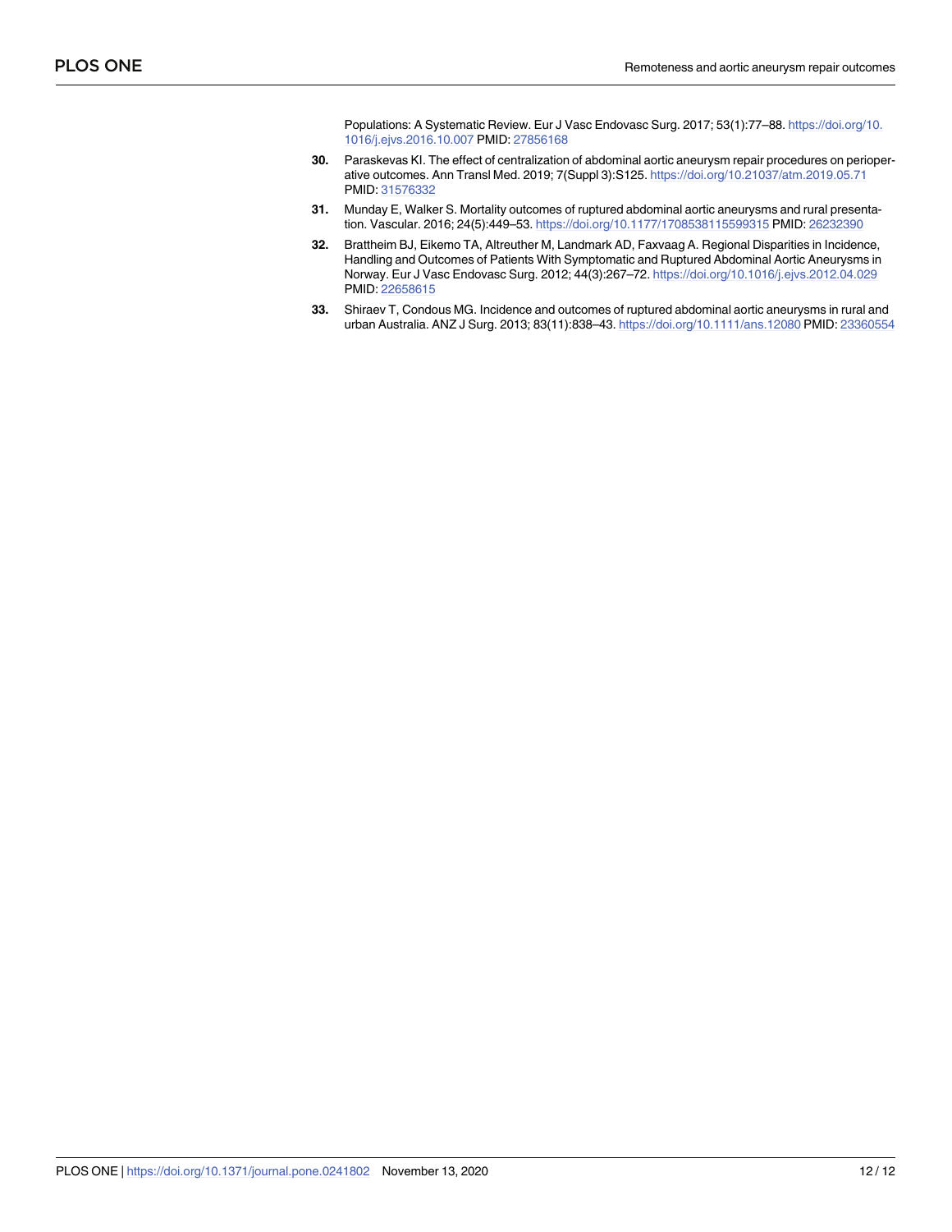Populations: A Systematic Review. Eur J Vasc Endovasc Surg. 2017; 53(1):77–88. https://doi.org/10.1016/j.ejvs.2016.10.007 PMID: 27856168

30. Paraskevas KI. The effect of centralization of abdominal aortic aneurysm repair procedures on perioperative outcomes. Ann Transl Med. 2019; 7(Suppl 3):S125. https://doi.org/10.21037/atm.2019.05.71 PMID: 31576332

31. Munday E, Walker S. Mortality outcomes of ruptured abdominal aortic aneurysms and rural presentation. Vascular. 2016; 24(5):449–53. https://doi.org/10.1177/1708538115599315 PMID: 26232390

32. Brattheim BJ, Eikemo TA, Altreuther M, Landmark AD, Faxvaag A. Regional Disparities in Incidence, Handling and Outcomes of Patients With Symptomatic and Ruptured Abdominal Aortic Aneurysms in Norway. Eur J Vasc Endovasc Surg. 2012; 44(3):267–72. https://doi.org/10.1016/j.ejvs.2012.04.029 PMID: 22658615

33. Shiraev T, Condous MG. Incidence and outcomes of ruptured abdominal aortic aneurysms in rural and urban Australia. ANZ J Surg. 2013; 83(11):838–43. https://doi.org/10.1111/ans.12080 PMID: 23360554